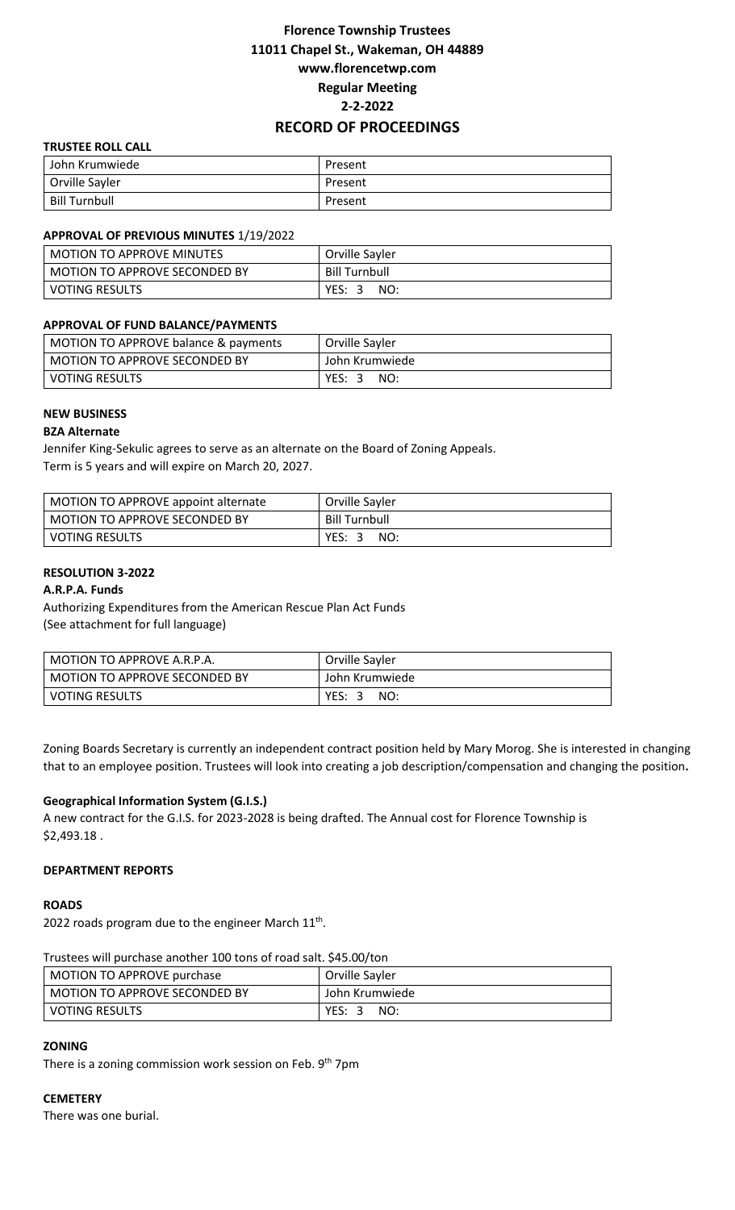# Florence Township Trustees
## 11011 Chapel St., Wakeman, OH 44889
## www.florencetwp.com
## Regular Meeting
## 2-2-2022
# RECORD OF PROCEEDINGS

**TRUSTEE ROLL CALL**

| | |
|---|---|
| John Krumwiede | Present |
| Orville Sayler | Present |
| Bill Turnbull | Present |

**APPROVAL OF PREVIOUS MINUTES** 1/19/2022

| | |
|---|---|
| MOTION TO APPROVE MINUTES | Orville Sayler |
| MOTION TO APPROVE SECONDED BY | Bill Turnbull |
| VOTING RESULTS | YES: 3 NO: |

**APPROVAL OF FUND BALANCE/PAYMENTS**

| | |
|---|---|
| MOTION TO APPROVE balance & payments | Orville Sayler |
| MOTION TO APPROVE SECONDED BY | John Krumwiede |
| VOTING RESULTS | YES: 3 NO: |

**NEW BUSINESS**

**BZA Alternate**

Jennifer King-Sekulic agrees to serve as an alternate on the Board of Zoning Appeals.
Term is 5 years and will expire on March 20, 2027.

| | |
|---|---|
| MOTION TO APPROVE appoint alternate | Orville Sayler |
| MOTION TO APPROVE SECONDED BY | Bill Turnbull |
| VOTING RESULTS | YES: 3 NO: |

**RESOLUTION 3-2022**

**A.R.P.A. Funds**

Authorizing Expenditures from the American Rescue Plan Act Funds
(See attachment for full language)

| | |
|---|---|
| MOTION TO APPROVE A.R.P.A. | Orville Sayler |
| MOTION TO APPROVE SECONDED BY | John Krumwiede |
| VOTING RESULTS | YES: 3 NO: |

Zoning Boards Secretary is currently an independent contract position held by Mary Morog. She is interested in changing that to an employee position. Trustees will look into creating a job description/compensation and changing the position**.**

**Geographical Information System (G.I.S.)**

A new contract for the G.I.S. for 2023-2028 is being drafted. The Annual cost for Florence Township is $2,493.18 .

**DEPARTMENT REPORTS**

**ROADS**

2022 roads program due to the engineer March 11th.

Trustees will purchase another 100 tons of road salt. $45.00/ton

| | |
|---|---|
| MOTION TO APPROVE purchase | Orville Sayler |
| MOTION TO APPROVE SECONDED BY | John Krumwiede |
| VOTING RESULTS | YES: 3 NO: |

**ZONING**

There is a zoning commission work session on Feb. 9th 7pm

**CEMETERY**

There was one burial.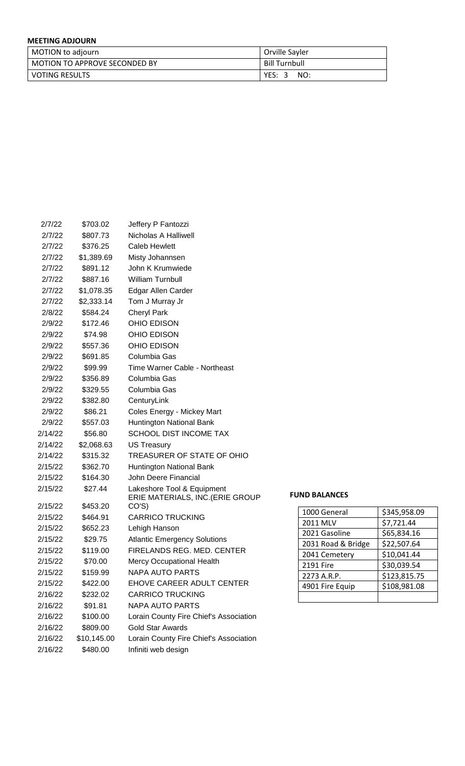**MEETING ADJOURN**

| MOTION to adjourn | Orville Sayler |
|---|---|
| MOTION TO APPROVE SECONDED BY | Bill Turnbull |
| VOTING RESULTS | YES: 3 NO: |

| | | |
|---|---|---|
| 2/7/22 | $703.02 | Jeffery P Fantozzi |
| 2/7/22 | $807.73 | Nicholas A Halliwell |
| 2/7/22 | $376.25 | Caleb Hewlett |
| 2/7/22 | $1,389.69 | Misty Johannsen |
| 2/7/22 | $891.12 | John K Krumwiede |
| 2/7/22 | $887.16 | William Turnbull |
| 2/7/22 | $1,078.35 | Edgar Allen Carder |
| 2/7/22 | $2,333.14 | Tom J Murray Jr |
| 2/8/22 | $584.24 | Cheryl Park |
| 2/9/22 | $172.46 | OHIO EDISON |
| 2/9/22 | $74.98 | OHIO EDISON |
| 2/9/22 | $557.36 | OHIO EDISON |
| 2/9/22 | $691.85 | Columbia Gas |
| 2/9/22 | $99.99 | Time Warner Cable - Northeast |
| 2/9/22 | $356.89 | Columbia Gas |
| 2/9/22 | $329.55 | Columbia Gas |
| 2/9/22 | $382.80 | CenturyLink |
| 2/9/22 | $86.21 | Coles Energy - Mickey Mart |
| 2/9/22 | $557.03 | Huntington National Bank |
| 2/14/22 | $56.80 | SCHOOL DIST INCOME TAX |
| 2/14/22 | $2,068.63 | US Treasury |
| 2/14/22 | $315.32 | TREASURER OF STATE OF OHIO |
| 2/15/22 | $362.70 | Huntington National Bank |
| 2/15/22 | $164.30 | John Deere Financial |
| 2/15/22 | $27.44 | Lakeshore Tool & Equipment |
| 2/15/22 | $453.20 | ERIE MATERIALS, INC.(ERIE GROUP CO'S) |
| 2/15/22 | $464.91 | CARRICO TRUCKING |
| 2/15/22 | $652.23 | Lehigh Hanson |
| 2/15/22 | $29.75 | Atlantic Emergency Solutions |
| 2/15/22 | $119.00 | FIRELANDS REG. MED. CENTER |
| 2/15/22 | $70.00 | Mercy Occupational Health |
| 2/15/22 | $159.99 | NAPA AUTO PARTS |
| 2/15/22 | $422.00 | EHOVE CAREER ADULT CENTER |
| 2/16/22 | $232.02 | CARRICO TRUCKING |
| 2/16/22 | $91.81 | NAPA AUTO PARTS |
| 2/16/22 | $100.00 | Lorain County Fire Chief's Association |
| 2/16/22 | $809.00 | Gold Star Awards |
| 2/16/22 | $10,145.00 | Lorain County Fire Chief's Association |
| 2/16/22 | $480.00 | Infiniti web design |

**FUND BALANCES**

| | |
|---|---|
| 1000 General | $345,958.09 |
| 2011 MLV | $7,721.44 |
| 2021 Gasoline | $65,834.16 |
| 2031 Road & Bridge | $22,507.64 |
| 2041 Cemetery | $10,041.44 |
| 2191 Fire | $30,039.54 |
| 2273 A.R.P. | $123,815.75 |
| 4901 Fire Equip | $108,981.08 |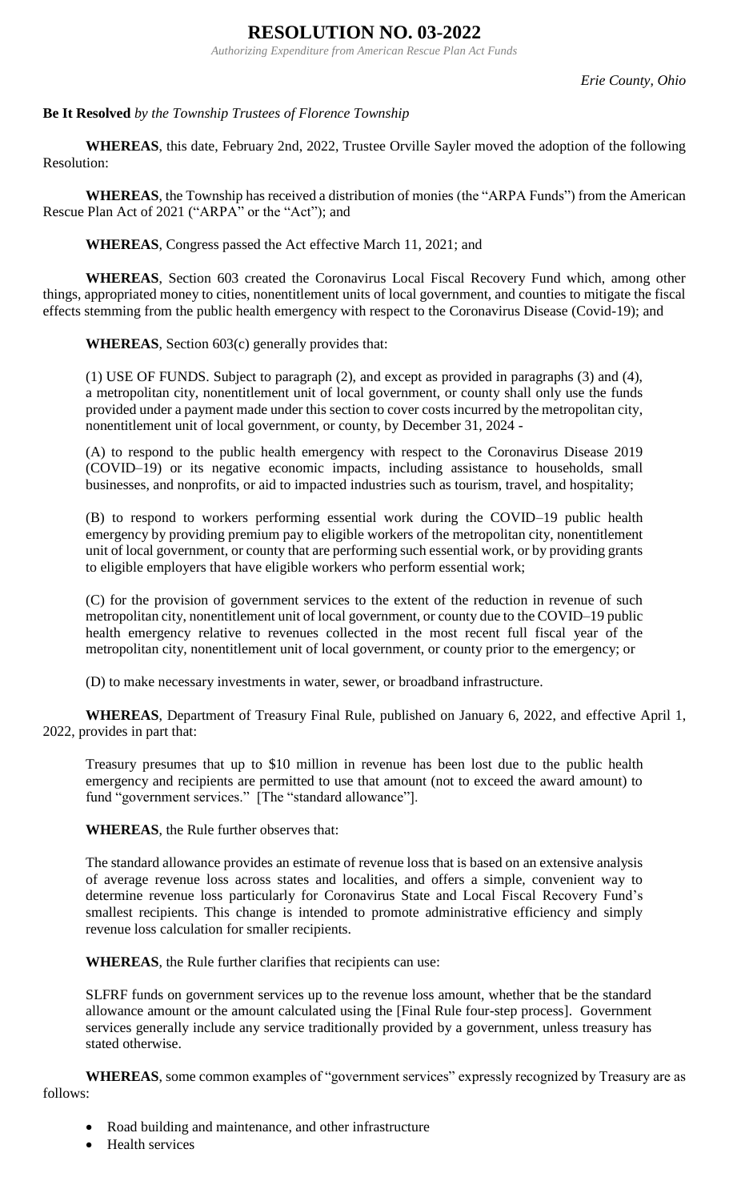# RESOLUTION NO. 03-2022

*Authorizing Expenditure from American Rescue Plan Act Funds*

*Erie County, Ohio*

**Be It Resolved** *by the Township Trustees of Florence Township*

**WHEREAS**, this date, February 2nd, 2022, Trustee Orville Sayler moved the adoption of the following Resolution:

**WHEREAS**, the Township has received a distribution of monies (the "ARPA Funds") from the American Rescue Plan Act of 2021 ("ARPA" or the "Act"); and

**WHEREAS**, Congress passed the Act effective March 11, 2021; and

**WHEREAS**, Section 603 created the Coronavirus Local Fiscal Recovery Fund which, among other things, appropriated money to cities, nonentitlement units of local government, and counties to mitigate the fiscal effects stemming from the public health emergency with respect to the Coronavirus Disease (Covid-19); and

**WHEREAS**, Section 603(c) generally provides that:

> (1) USE OF FUNDS. Subject to paragraph (2), and except as provided in paragraphs (3) and (4), a metropolitan city, nonentitlement unit of local government, or county shall only use the funds provided under a payment made under this section to cover costs incurred by the metropolitan city, nonentitlement unit of local government, or county, by December 31, 2024 -
>
> (A) to respond to the public health emergency with respect to the Coronavirus Disease 2019 (COVID–19) or its negative economic impacts, including assistance to households, small businesses, and nonprofits, or aid to impacted industries such as tourism, travel, and hospitality;
>
> (B) to respond to workers performing essential work during the COVID–19 public health emergency by providing premium pay to eligible workers of the metropolitan city, nonentitlement unit of local government, or county that are performing such essential work, or by providing grants to eligible employers that have eligible workers who perform essential work;
>
> (C) for the provision of government services to the extent of the reduction in revenue of such metropolitan city, nonentitlement unit of local government, or county due to the COVID–19 public health emergency relative to revenues collected in the most recent full fiscal year of the metropolitan city, nonentitlement unit of local government, or county prior to the emergency; or
>
> (D) to make necessary investments in water, sewer, or broadband infrastructure.

**WHEREAS**, Department of Treasury Final Rule, published on January 6, 2022, and effective April 1, 2022, provides in part that:

> Treasury presumes that up to $10 million in revenue has been lost due to the public health emergency and recipients are permitted to use that amount (not to exceed the award amount) to fund "government services." [The "standard allowance"].

**WHEREAS**, the Rule further observes that:

> The standard allowance provides an estimate of revenue loss that is based on an extensive analysis of average revenue loss across states and localities, and offers a simple, convenient way to determine revenue loss particularly for Coronavirus State and Local Fiscal Recovery Fund's smallest recipients. This change is intended to promote administrative efficiency and simply revenue loss calculation for smaller recipients.

**WHEREAS**, the Rule further clarifies that recipients can use:

> SLFRF funds on government services up to the revenue loss amount, whether that be the standard allowance amount or the amount calculated using the [Final Rule four-step process]. Government services generally include any service traditionally provided by a government, unless treasury has stated otherwise.

**WHEREAS**, some common examples of "government services" expressly recognized by Treasury are as follows:

- Road building and maintenance, and other infrastructure
- Health services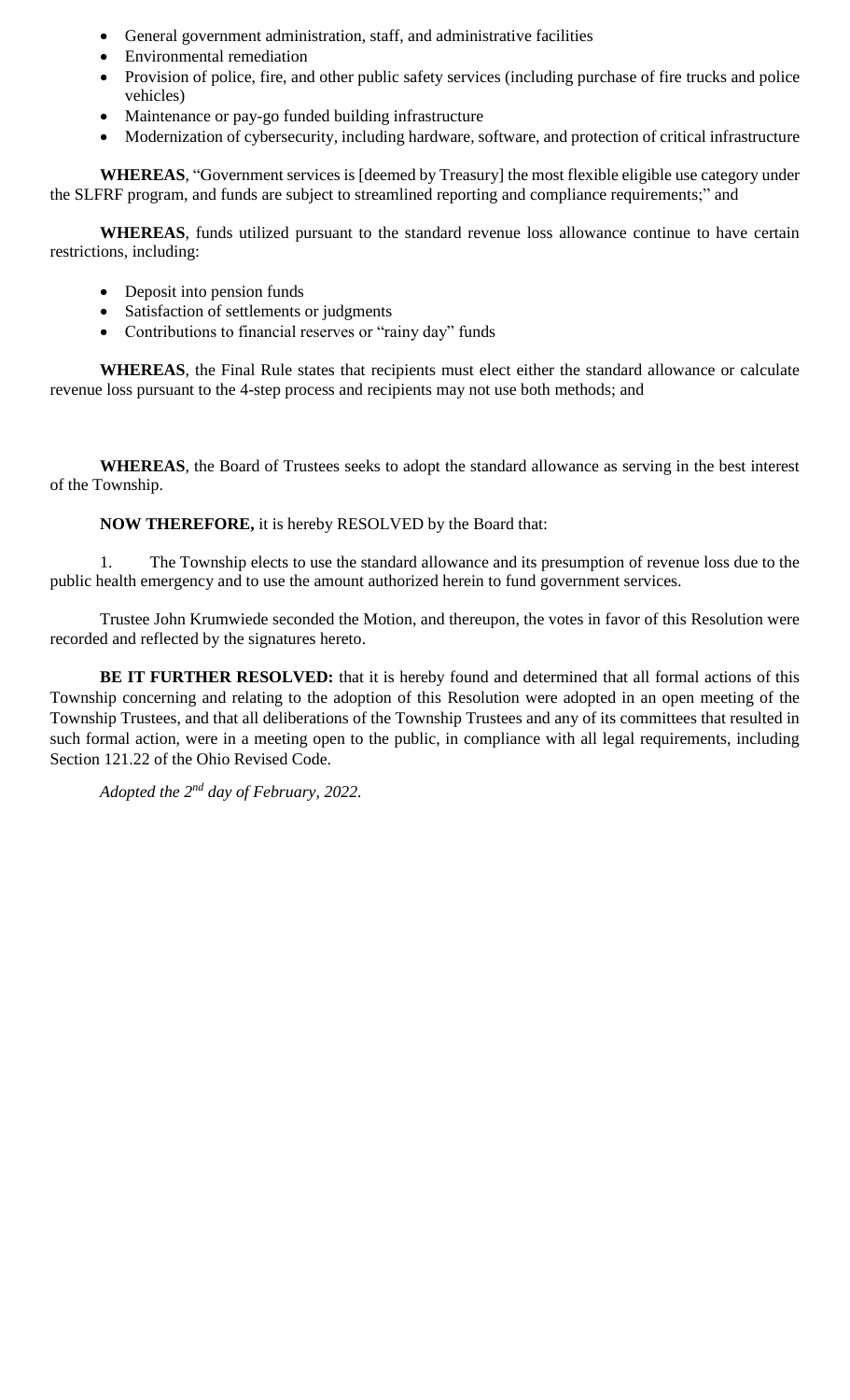- General government administration, staff, and administrative facilities
- Environmental remediation
- Provision of police, fire, and other public safety services (including purchase of fire trucks and police vehicles)
- Maintenance or pay-go funded building infrastructure
- Modernization of cybersecurity, including hardware, software, and protection of critical infrastructure

**WHEREAS**, "Government services is [deemed by Treasury] the most flexible eligible use category under the SLFRF program, and funds are subject to streamlined reporting and compliance requirements;" and

**WHEREAS**, funds utilized pursuant to the standard revenue loss allowance continue to have certain restrictions, including:

- Deposit into pension funds
- Satisfaction of settlements or judgments
- Contributions to financial reserves or "rainy day" funds

**WHEREAS**, the Final Rule states that recipients must elect either the standard allowance or calculate revenue loss pursuant to the 4-step process and recipients may not use both methods; and

**WHEREAS**, the Board of Trustees seeks to adopt the standard allowance as serving in the best interest of the Township.

**NOW THEREFORE,** it is hereby RESOLVED by the Board that:

1. The Township elects to use the standard allowance and its presumption of revenue loss due to the public health emergency and to use the amount authorized herein to fund government services.

Trustee John Krumwiede seconded the Motion, and thereupon, the votes in favor of this Resolution were recorded and reflected by the signatures hereto.

**BE IT FURTHER RESOLVED:** that it is hereby found and determined that all formal actions of this Township concerning and relating to the adoption of this Resolution were adopted in an open meeting of the Township Trustees, and that all deliberations of the Township Trustees and any of its committees that resulted in such formal action, were in a meeting open to the public, in compliance with all legal requirements, including Section 121.22 of the Ohio Revised Code.

*Adopted the 2nd day of February, 2022.*